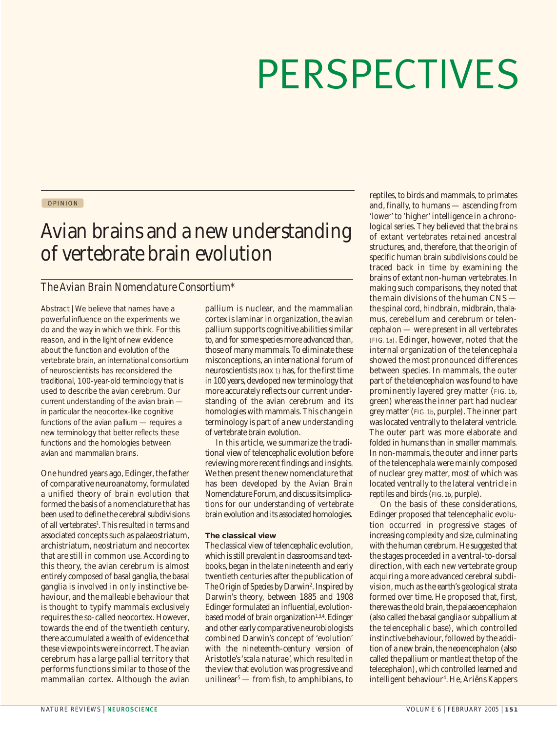# PERSPECTIVES

OPINION

## Avian brains and a new understanding of vertebrate brain evolution

*The Avian Brain Nomenclature Consortium\**

Abstract | We believe that names have a powerful influence on the experiments we do and the way in which we think. For this reason, and in the light of new evidence about the function and evolution of the vertebrate brain, an international consortium of neuroscientists has reconsidered the traditional, 100-year-old terminology that is used to describe the avian cerebrum. Our current understanding of the avian brain — in particular the neocortex-like cognitive functions of the avian pallium — requires a new terminology that better reflects these functions and the homologies between avian and mammalian brains.

One hundred years ago, Edinger, the father of comparative neuroanatomy, formulated a unified theory of brain evolution that formed the basis of a nomenclature that has been used to define the cerebral subdivisions of all vertebrates[1]. This resulted in terms and associated concepts such as palaeostriatum, archistriatum, neostriatum and neocortex that are still in common use. According to this theory, the avian cerebrum is almost entirely composed of basal ganglia, the basal ganglia is involved in only instinctive behaviour, and the malleable behaviour that is thought to typify mammals exclusively requires the so-called neocortex. However, towards the end of the twentieth century, there accumulated a wealth of evidence that these viewpoints were incorrect. The avian cerebrum has a large pallial territory that performs functions similar to those of the mammalian cortex. Although the avian pallium is nuclear, and the mammalian cortex is laminar in organization, the avian pallium supports cognitive abilities similar to, and for some species more advanced than, those of many mammals. To eliminate these misconceptions, an international forum of neuroscientists (BOX 1) has, for the first time in 100 years, developed new terminology that more accurately reflects our current understanding of the avian cerebrum and its homologies with mammals. This change in terminology is part of a new understanding of vertebrate brain evolution.

In this article, we summarize the traditional view of telencephalic evolution before reviewing more recent findings and insights. We then present the new nomenclature that has been developed by the Avian Brain Nomenclature Forum, and discuss its implications for our understanding of vertebrate brain evolution and its associated homologies.

### The classical view

The classical view of telencephalic evolution, which is still prevalent in classrooms and textbooks, began in the late nineteenth and early twentieth centuries after the publication of *The Origin of Species* by Darwin[2]. Inspired by Darwin's theory, between 1885 and 1908 Edinger formulated an influential, evolution-based model of brain organization[1,3,4]. Edinger and other early comparative neurobiologists combined Darwin's concept of 'evolution' with the nineteenth-century version of Aristotle's '*scala naturae*', which resulted in the view that evolution was progressive and unilinear[5] — from fish, to amphibians, to reptiles, to birds and mammals, to primates and, finally, to humans — ascending from 'lower' to 'higher' intelligence in a chronological series. They believed that the brains of extant vertebrates retained ancestral structures, and, therefore, that the origin of specific human brain subdivisions could be traced back in time by examining the brains of extant non-human vertebrates. In making such comparisons, they noted that the main divisions of the human CNS — the spinal cord, hindbrain, midbrain, thalamus, cerebellum and cerebrum or telencephalon — were present in all vertebrates (FIG. 1a). Edinger, however, noted that the internal organization of the telencephala showed the most pronounced differences between species. In mammals, the outer part of the telencephalon was found to have prominently layered grey matter (FIG. 1b, green) whereas the inner part had nuclear grey matter (FIG. 1b, purple). The inner part was located ventrally to the lateral ventricle. The outer part was more elaborate and folded in humans than in smaller mammals. In non-mammals, the outer and inner parts of the telencephala were mainly composed of nuclear grey matter, most of which was located ventrally to the lateral ventricle in reptiles and birds (FIG. 1b, purple).

On the basis of these considerations, Edinger proposed that telencephalic evolution occurred in progressive stages of increasing complexity and size, culminating with the human cerebrum. He suggested that the stages proceeded in a ventral-to-dorsal direction, with each new vertebrate group acquiring a more advanced cerebral subdivision, much as the earth's geological strata formed over time. He proposed that, first, there was the old brain, the palaeoencephalon (also called the basal ganglia or subpallium at the telencephalic base), which controlled instinctive behaviour, followed by the addition of a new brain, the neoencephalon (also called the pallium or mantle at the top of the telecephalon), which controlled learned and intelligent behaviour[4]. He, Ariëns Kappers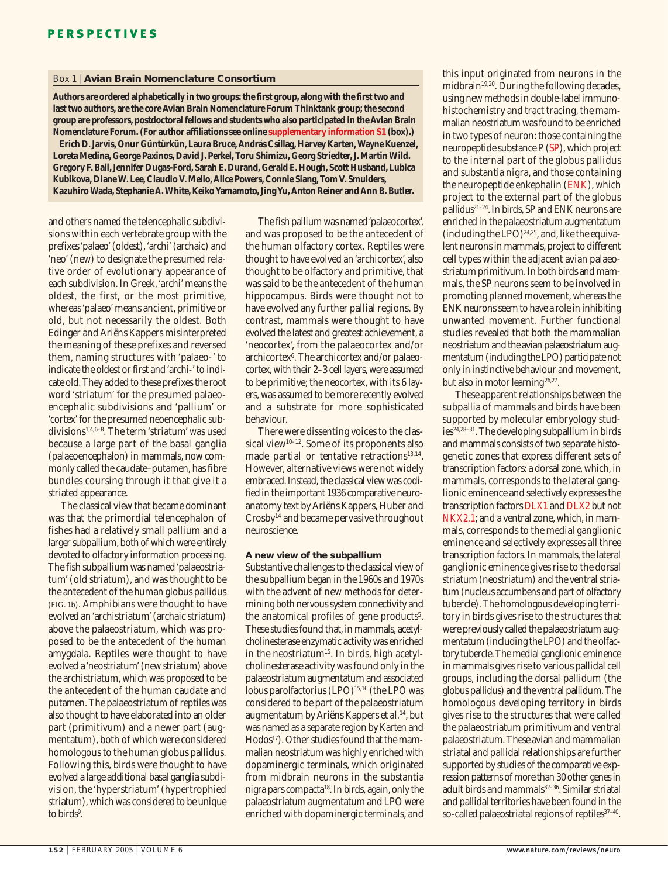### Box 1 | Avian Brain Nomenclature Consortium

**Authors are ordered alphabetically in two groups: the first group, along with the first two and last two authors, are the core Avian Brain Nomenclature Forum Thinktank group; the second group are professors, postdoctoral fellows and students who also participated in the Avian Brain Nomenclature Forum. (For author affiliations see online supplementary information S1 (box).)**

**Erich D. Jarvis, Onur Güntürkün, Laura Bruce, András Csillag, Harvey Karten, Wayne Kuenzel, Loreta Medina, George Paxinos, David J. Perkel, Toru Shimizu, Georg Striedter, J. Martin Wild. Gregory F. Ball, Jennifer Dugas-Ford, Sarah E. Durand, Gerald E. Hough, Scott Husband, Lubica Kubikova, Diane W. Lee, Claudio V. Mello, Alice Powers, Connie Siang, Tom V. Smulders, Kazuhiro Wada, Stephanie A. White, Keiko Yamamoto, Jing Yu, Anton Reiner and Ann B. Butler.**

and others named the telencephalic subdivisions within each vertebrate group with the prefixes 'palaeo' (oldest), 'archi' (archaic) and 'neo' (new) to designate the presumed relative order of evolutionary appearance of each subdivision. In Greek, 'archi' means the oldest, the first, or the most primitive, whereas 'palaeo' means ancient, primitive or old, but not necessarily the oldest. Both Edinger and Ariëns Kappers misinterpreted the meaning of these prefixes and reversed them, naming structures with 'palaeo-' to indicate the oldest or first and 'archi-' to indicate old. They added to these prefixes the root word 'striatum' for the presumed palaeoencephalic subdivisions and 'pallium' or 'cortex' for the presumed neoencephalic subdivisions[1,4,6–8]. The term 'striatum' was used because a large part of the basal ganglia (palaeoencephalon) in mammals, now commonly called the caudate–putamen, has fibre bundles coursing through it that give it a striated appearance.

The classical view that became dominant was that the primordial telencephalon of fishes had a relatively small pallium and a larger subpallium, both of which were entirely devoted to olfactory information processing. The fish subpallium was named 'palaeostriatum' (old striatum), and was thought to be the antecedent of the human globus pallidus (FIG. 1b). Amphibians were thought to have evolved an 'archistriatum' (archaic striatum) above the palaeostriatum, which was proposed to be the antecedent of the human amygdala. Reptiles were thought to have evolved a 'neostriatum' (new striatum) above the archistriatum, which was proposed to be the antecedent of the human caudate and putamen. The palaeostriatum of reptiles was also thought to have elaborated into an older part (primitivum) and a newer part (augmentatum), both of which were considered homologous to the human globus pallidus. Following this, birds were thought to have evolved a large additional basal ganglia subdivision, the 'hyperstriatum' (hypertrophied striatum), which was considered to be unique to birds[9].

The fish pallium was named 'palaeocortex', and was proposed to be the antecedent of the human olfactory cortex. Reptiles were thought to have evolved an 'archicortex', also thought to be olfactory and primitive, that was said to be the antecedent of the human hippocampus. Birds were thought not to have evolved any further pallial regions. By contrast, mammals were thought to have evolved the latest and greatest achievement, a 'neocortex', from the palaeocortex and/or archicortex[6]. The archicortex and/or palaeocortex, with their 2–3 cell layers, were assumed to be primitive; the neocortex, with its 6 layers, was assumed to be more recently evolved and a substrate for more sophisticated behaviour.

There were dissenting voices to the classical view[10–12]. Some of its proponents also made partial or tentative retractions[13,14]. However, alternative views were not widely embraced. Instead, the classical view was codified in the important 1936 comparative neuroanatomy text by Ariëns Kappers, Huber and Crosby[14] and became pervasive throughout neuroscience.

### A new view of the subpallium

Substantive challenges to the classical view of the subpallium began in the 1960s and 1970s with the advent of new methods for determining both nervous system connectivity and the anatomical profiles of gene products[5]. These studies found that, in mammals, acetylcholinesterase enzymatic activity was enriched in the neostriatum[15]. In birds, high acetylcholinesterase activity was found only in the palaeostriatum augmentatum and associated lobus parolfactorius (LPO)[15,16] (the LPO was considered to be part of the palaeostriatum augmentatum by Ariëns Kappers *et al.*[14], but was named as a separate region by Karten and Hodos[17]). Other studies found that the mammalian neostriatum was highly enriched with dopaminergic terminals, which originated from midbrain neurons in the substantia nigra pars compacta[18]. In birds, again, only the palaeostriatum augmentatum and LPO were enriched with dopaminergic terminals, and this input originated from neurons in the midbrain[19,20]. During the following decades, using new methods in double-label immunohistochemistry and tract tracing, the mammalian neostriatum was found to be enriched in two types of neuron: those containing the neuropeptide substance P (SP), which project to the internal part of the globus pallidus and substantia nigra, and those containing the neuropeptide enkephalin (ENK), which project to the external part of the globus pallidus[21–24]. In birds, SP and ENK neurons are enriched in the palaeostriatum augmentatum (including the LPO)[24,25], and, like the equivalent neurons in mammals, project to different cell types within the adjacent avian palaeostriatum primitivum. In both birds and mammals, the SP neurons seem to be involved in promoting planned movement, whereas the ENK neurons seem to have a role in inhibiting unwanted movement. Further functional studies revealed that both the mammalian neostriatum and the avian palaeostriatum augmentatum (including the LPO) participate not only in instinctive behaviour and movement, but also in motor learning[26,27].

These apparent relationships between the subpallia of mammals and birds have been supported by molecular embryology studies[24,28–31]. The developing subpallium in birds and mammals consists of two separate histogenetic zones that express different sets of transcription factors: a dorsal zone, which, in mammals, corresponds to the lateral ganglionic eminence and selectively expresses the transcription factors DLX1 and DLX2 but not NKX2.1; and a ventral zone, which, in mammals, corresponds to the medial ganglionic eminence and selectively expresses all three transcription factors. In mammals, the lateral ganglionic eminence gives rise to the dorsal striatum (neostriatum) and the ventral striatum (nucleus accumbens and part of olfactory tubercle). The homologous developing territory in birds gives rise to the structures that were previously called the palaeostriatum augmentatum (including the LPO) and the olfactory tubercle. The medial ganglionic eminence in mammals gives rise to various pallidal cell groups, including the dorsal pallidum (the globus pallidus) and the ventral pallidum. The homologous developing territory in birds gives rise to the structures that were called the palaeostriatum primitivum and ventral palaeostriatum. These avian and mammalian striatal and pallidal relationships are further supported by studies of the comparative expression patterns of more than 30 other genes in adult birds and mammals[32–36]. Similar striatal and pallidal territories have been found in the so-called palaeostriatal regions of reptiles[37–40].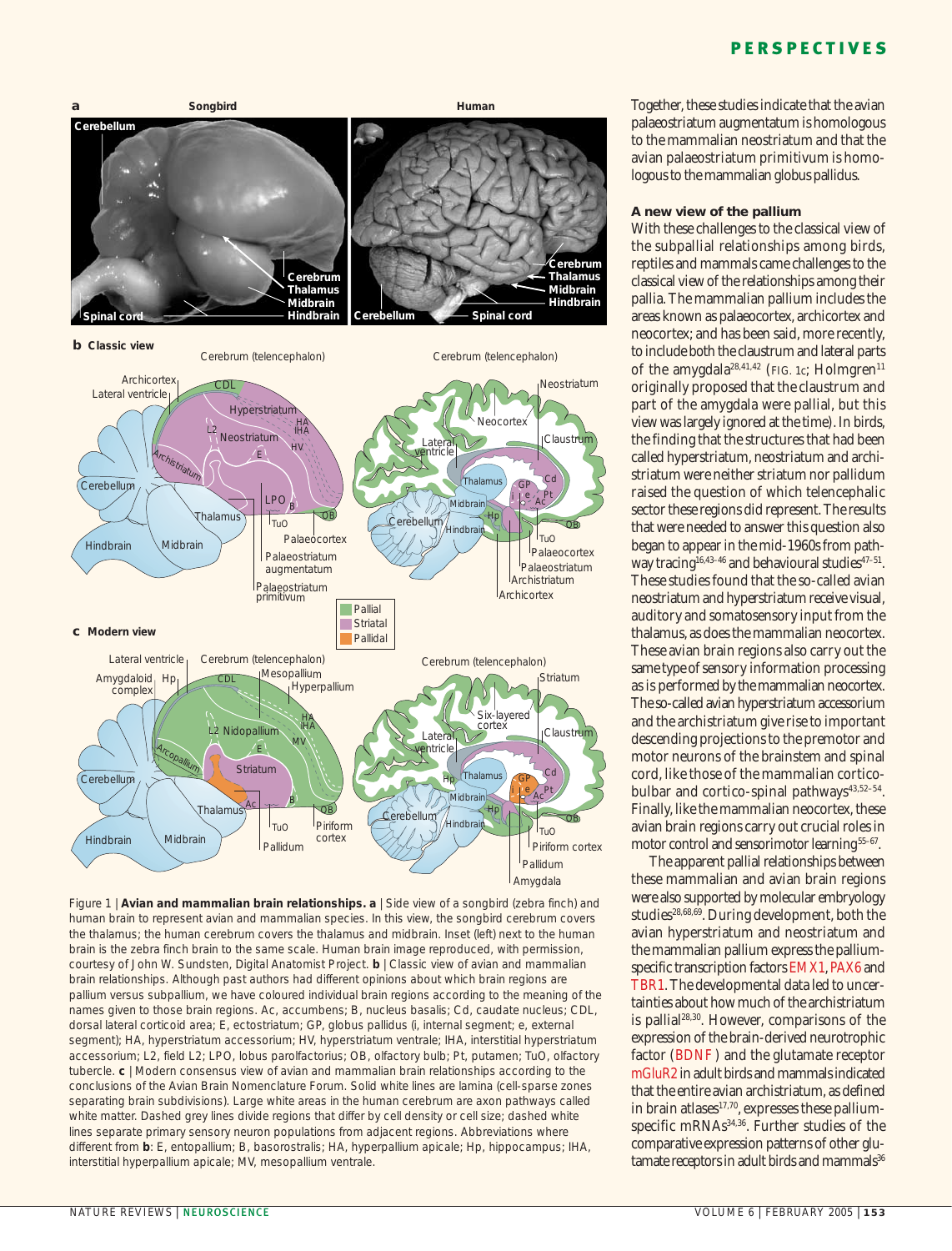Figure 1 | **Avian and mammalian brain relationships. a** | Side view of a songbird (zebra finch) and human brain to represent avian and mammalian species. In this view, the songbird cerebrum covers the thalamus; the human cerebrum covers the thalamus and midbrain. Inset (left) next to the human brain is the zebra finch brain to the same scale. Human brain image reproduced, with permission, courtesy of John W. Sundsten, Digital Anatomist Project. **b** | Classic view of avian and mammalian brain relationships. Although past authors had different opinions about which brain regions are pallium versus subpallium, we have coloured individual brain regions according to the meaning of the names given to those brain regions. Ac, accumbens; B, nucleus basalis; Cd, caudate nucleus; CDL, dorsal lateral corticoid area; E, ectostriatum; GP, globus pallidus (i, internal segment; e, external segment); HA, hyperstriatum accessorium; HV, hyperstriatum ventrale; IHA, interstitial hyperstriatum accessorium; L2, field L2; LPO, lobus parolfactorius; OB, olfactory bulb; Pt, putamen; TuO, olfactory tubercle. **c** | Modern consensus view of avian and mammalian brain relationships according to the conclusions of the Avian Brain Nomenclature Forum. Solid white lines are lamina (cell-sparse zones separating brain subdivisions). Large white areas in the human cerebrum are axon pathways called white matter. Dashed grey lines divide regions that differ by cell density or cell size; dashed white lines separate primary sensory neuron populations from adjacent regions. Abbreviations where different from **b**: E, entopallium; B, basorostralis; HA, hyperpallium apicale; Hp, hippocampus; IHA, interstitial hyperpallium apicale; MV, mesopallium ventrale.

Together, these studies indicate that the avian palaeostriatum augmentatum is homologous to the mammalian neostriatum and that the avian palaeostriatum primitivum is homologous to the mammalian globus pallidus.

### A new view of the pallium

With these challenges to the classical view of the subpallial relationships among birds, reptiles and mammals came challenges to the classical view of the relationships among their pallia. The mammalian pallium includes the areas known as palaeocortex, archicortex and neocortex; and has been said, more recently, to include both the claustrum and lateral parts of the amygdala[28,41,42] (FIG. 1c; Holmgren[11] originally proposed that the claustrum and part of the amygdala were pallial, but this view was largely ignored at the time). In birds, the finding that the structures that had been called hyperstriatum, neostriatum and archistriatum were neither striatum nor pallidum raised the question of which telencephalic sector these regions did represent. The results that were needed to answer this question also began to appear in the mid-1960s from pathway tracing[16,43–46] and behavioural studies[47–51]. These studies found that the so-called avian neostriatum and hyperstriatum receive visual, auditory and somatosensory input from the thalamus, as does the mammalian neocortex. These avian brain regions also carry out the same type of sensory information processing as is performed by the mammalian neocortex. The so-called avian hyperstriatum accessorium and the archistriatum give rise to important descending projections to the premotor and motor neurons of the brainstem and spinal cord, like those of the mammalian cortico-bulbar and cortico-spinal pathways[43,52–54]. Finally, like the mammalian neocortex, these avian brain regions carry out crucial roles in motor control and sensorimotor learning[55–67].

The apparent pallial relationships between these mammalian and avian brain regions were also supported by molecular embryology studies[28,68,69]. During development, both the avian hyperstriatum and neostriatum and the mammalian pallium express the pallium-specific transcription factors EMX1, PAX6 and TBR1. The developmental data led to uncertainties about how much of the archistriatum is pallial[28,30]. However, comparisons of the expression of the brain-derived neurotrophic factor (BDNF) and the glutamate receptor mGluR2 in adult birds and mammals indicated that the entire avian archistriatum, as defined in brain atlases[17,70], expresses these pallium-specific mRNAs[34,36]. Further studies of the comparative expression patterns of other glutamate receptors in adult birds and mammals[36]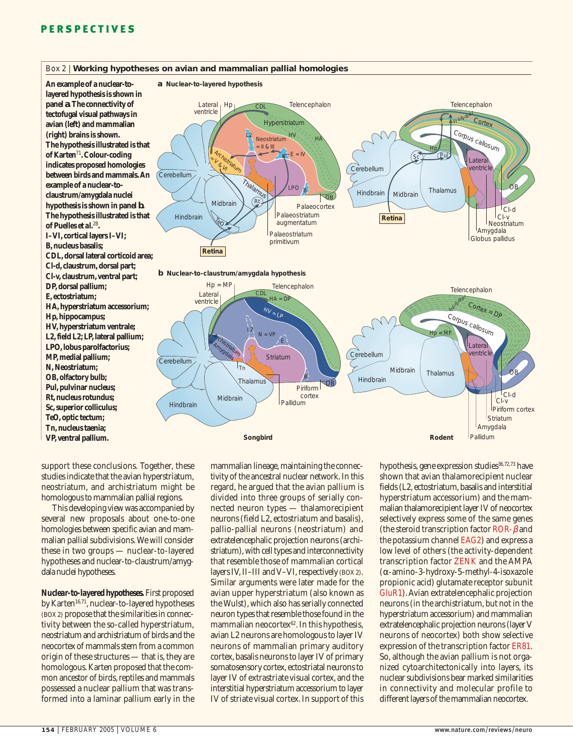## Box 2 | Working hypotheses on avian and mammalian pallial homologies

**An example of a nuclear-to-layered hypothesis is shown in panel a. The connectivity of tectofugal visual pathways in avian (left) and mammalian (right) brains is shown. The hypothesis illustrated is that of Karten[71]. Colour-coding indicates proposed homologies between birds and mammals. An example of a nuclear-to-claustrum/amygdala nuclei hypothesis is shown in panel b. The hypothesis illustrated is that of Puelles et al.[28].**

**I–VI, cortical layers I–VI; B, nucleus basalis; CDL, dorsal lateral corticoid area; Cl-d, claustrum, dorsal part; Cl-v, claustrum, ventral part; DP, dorsal pallium; E, ectostriatum; HA, hyperstriatum accessorium; Hp, hippocampus; HV, hyperstriatum ventrale; L2, field L2; LP, lateral pallium; LPO, lobus parolfactorius; MP, medial pallium; N, Neostriatum; OB, olfactory bulb; Pul, pulvinar nucleus; Rt, nucleus rotundus; Sc, superior colliculus; TeO, optic tectum; Tn, nucleus taenia; VP, ventral pallium.**

support these conclusions. Together, these studies indicate that the avian hyperstriatum, neostriatum, and archistriatum might be homologous to mammalian pallial regions.

This developing view was accompanied by several new proposals about one-to-one homologies between specific avian and mammalian pallial subdivisions. We will consider these in two groups — nuclear-to-layered hypotheses and nuclear-to-claustrum/amygdala nuclei hypotheses.

**Nuclear-to-layered hypotheses.** First proposed by Karten[16,71], nuclear-to-layered hypotheses (BOX 2) propose that the similarities in connectivity between the so-called hyperstriatum, neostriatum and archistriatum of birds and the neocortex of mammals stem from a common origin of these structures — that is, they are homologous. Karten proposed that the common ancestor of birds, reptiles and mammals possessed a nuclear pallium that was transformed into a laminar pallium early in the mammalian lineage, maintaining the connectivity of the ancestral nuclear network. In this regard, he argued that the avian pallium is divided into three groups of serially connected neuron types — thalamorecipient neurons (field L2, ectostriatum and basalis), pallio-pallial neurons (neostriatum) and extratelencephalic projection neurons (archistriatum), with cell types and interconnectivity that resemble those of mammalian cortical layers IV, II–III and V–VI, respectively (BOX 2). Similar arguments were later made for the avian upper hyperstriatum (also known as the Wulst), which also has serially connected neuron types that resemble those found in the mammalian neocortex[62]. In this hypothesis, avian L2 neurons are homologous to layer IV neurons of mammalian primary auditory cortex, basalis neurons to layer IV of primary somatosensory cortex, ectostriatal neurons to layer IV of extrastriate visual cortex, and the interstitial hyperstriatum accessorium to layer IV of striate visual cortex. In support of this hypothesis, gene expression studies[36,72,73] have shown that avian thalamorecipient nuclear fields (L2, ectostriatum, basalis and interstitial hyperstriatum accessorium) and the mammalian thalamorecipient layer IV of neocortex selectively express some of the same genes (the steroid transcription factor ROR-$\beta$ and the potassium channel EAG2) and express a low level of others (the activity-dependent transcription factor ZENK and the AMPA ($\alpha$-amino-3-hydroxy-5-methyl-4-isoxazole propionic acid) glutamate receptor subunit GluR1). Avian extratelencephalic projection neurons (in the archistriatum, but not in the hyperstriatum accessorium) and mammalian extratelencephalic projection neurons (layer V neurons of neocortex) both show selective expression of the transcription factor ER81. So, although the avian pallium is not organized cytoarchitectonically into layers, its nuclear subdivisions bear marked similarities in connectivity and molecular profile to different layers of the mammalian neocortex.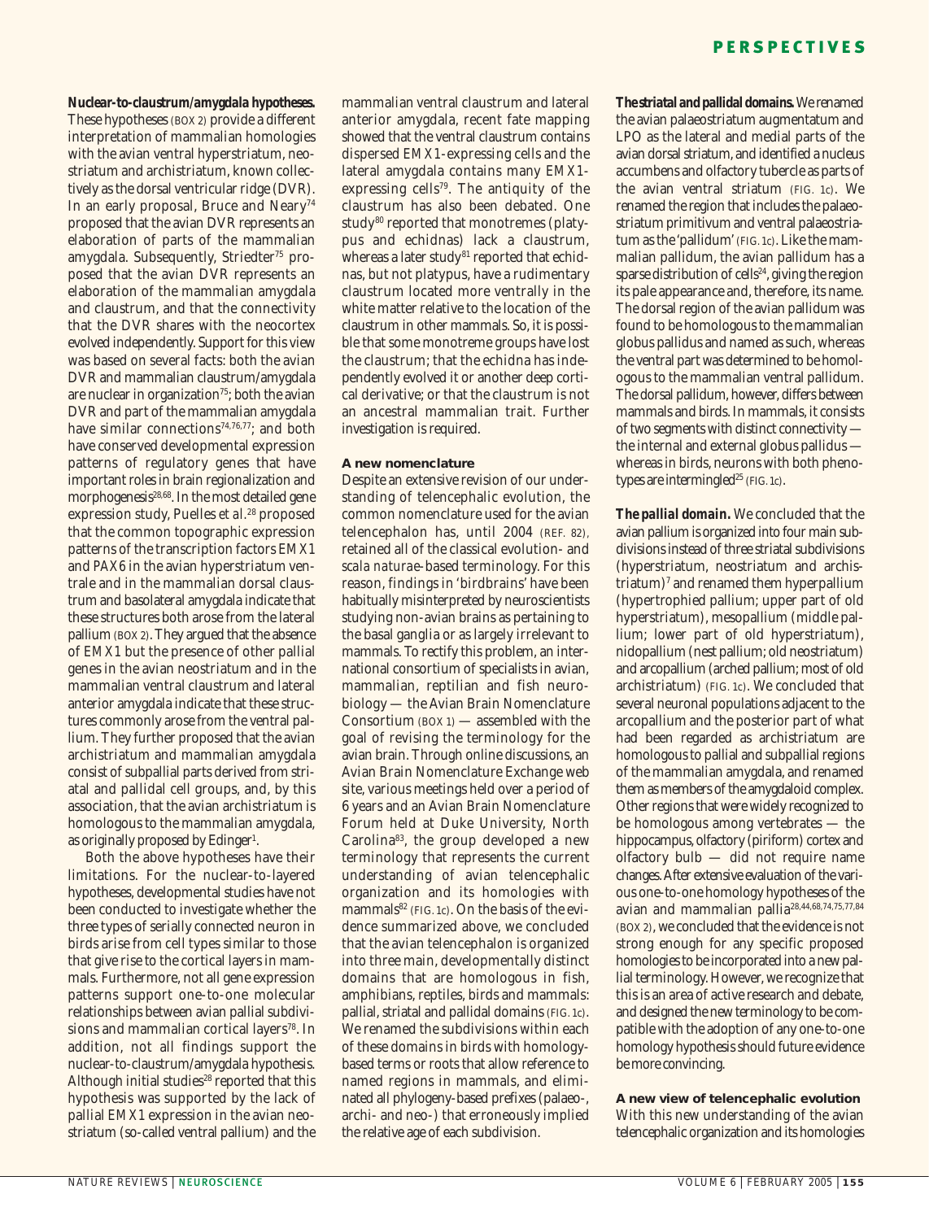**Nuclear-to-claustrum/amygdala hypotheses.** These hypotheses (BOX 2) provide a different interpretation of mammalian homologies with the avian ventral hyperstriatum, neostriatum and archistriatum, known collectively as the dorsal ventricular ridge (DVR). In an early proposal, Bruce and Neary[74] proposed that the avian DVR represents an elaboration of parts of the mammalian amygdala. Subsequently, Striedter[75] proposed that the avian DVR represents an elaboration of the mammalian amygdala and claustrum, and that the connectivity that the DVR shares with the neocortex evolved independently. Support for this view was based on several facts: both the avian DVR and mammalian claustrum/amygdala are nuclear in organization[75]; both the avian DVR and part of the mammalian amygdala have similar connections[74,76,77]; and both have conserved developmental expression patterns of regulatory genes that have important roles in brain regionalization and morphogenesis[28,68]. In the most detailed gene expression study, Puelles *et al.*[28] proposed that the common topographic expression patterns of the transcription factors *EMX1* and *PAX6* in the avian hyperstriatum ventrale and in the mammalian dorsal claustrum and basolateral amygdala indicate that these structures both arose from the lateral pallium (BOX 2). They argued that the absence of *EMX1* but the presence of other pallial genes in the avian neostriatum and in the mammalian ventral claustrum and lateral anterior amygdala indicate that these structures commonly arose from the ventral pallium. They further proposed that the avian archistriatum and mammalian amygdala consist of subpallial parts derived from striatal and pallidal cell groups, and, by this association, that the avian archistriatum is homologous to the mammalian amygdala, as originally proposed by Edinger[1].

Both the above hypotheses have their limitations. For the nuclear-to-layered hypotheses, developmental studies have not been conducted to investigate whether the three types of serially connected neuron in birds arise from cell types similar to those that give rise to the cortical layers in mammals. Furthermore, not all gene expression patterns support one-to-one molecular relationships between avian pallial subdivisions and mammalian cortical layers[78]. In addition, not all findings support the nuclear-to-claustrum/amygdala hypothesis. Although initial studies[28] reported that this hypothesis was supported by the lack of pallial *EMX1* expression in the avian neostriatum (so-called ventral pallium) and the mammalian ventral claustrum and lateral anterior amygdala, recent fate mapping showed that the ventral claustrum contains dispersed *EMX1*-expressing cells and the lateral amygdala contains many *EMX1*-expressing cells[79]. The antiquity of the claustrum has also been debated. One study[80] reported that monotremes (platypus and echidnas) lack a claustrum, whereas a later study[81] reported that echidnas, but not platypus, have a rudimentary claustrum located more ventrally in the white matter relative to the location of the claustrum in other mammals. So, it is possible that some monotreme groups have lost the claustrum; that the echidna has independently evolved it or another deep cortical derivative; or that the claustrum is not an ancestral mammalian trait. Further investigation is required.

## A new nomenclature

Despite an extensive revision of our understanding of telencephalic evolution, the common nomenclature used for the avian telencephalon has, until 2004 (REF. 82), retained all of the classical evolution- and *scala naturae*-based terminology. For this reason, findings in 'birdbrains' have been habitually misinterpreted by neuroscientists studying non-avian brains as pertaining to the basal ganglia or as largely irrelevant to mammals. To rectify this problem, an international consortium of specialists in avian, mammalian, reptilian and fish neurobiology — the Avian Brain Nomenclature Consortium (BOX 1) — assembled with the goal of revising the terminology for the avian brain. Through online discussions, an Avian Brain Nomenclature Exchange web site, various meetings held over a period of 6 years and an Avian Brain Nomenclature Forum held at Duke University, North Carolina[83], the group developed a new terminology that represents the current understanding of avian telencephalic organization and its homologies with mammals[82] (FIG. 1c). On the basis of the evidence summarized above, we concluded that the avian telencephalon is organized into three main, developmentally distinct domains that are homologous in fish, amphibians, reptiles, birds and mammals: pallial, striatal and pallidal domains (FIG. 1c). We renamed the subdivisions within each of these domains in birds with homology-based terms or roots that allow reference to named regions in mammals, and eliminated all phylogeny-based prefixes (palaeo-, archi- and neo-) that erroneously implied the relative age of each subdivision.

**The striatal and pallidal domains.** We renamed the avian palaeostriatum augmentatum and LPO as the lateral and medial parts of the avian dorsal striatum, and identified a nucleus accumbens and olfactory tubercle as parts of the avian ventral striatum (FIG. 1c). We renamed the region that includes the palaeostriatum primitivum and ventral palaeostriatum as the 'pallidum' (FIG. 1c). Like the mammalian pallidum, the avian pallidum has a sparse distribution of cells[24], giving the region its pale appearance and, therefore, its name. The dorsal region of the avian pallidum was found to be homologous to the mammalian globus pallidus and named as such, whereas the ventral part was determined to be homologous to the mammalian ventral pallidum. The dorsal pallidum, however, differs between mammals and birds. In mammals, it consists of two segments with distinct connectivity — the internal and external globus pallidus — whereas in birds, neurons with both phenotypes are intermingled[25] (FIG. 1c).

**The pallial domain.** We concluded that the avian pallium is organized into four main subdivisions instead of three striatal subdivisions (hyperstriatum, neostriatum and archistriatum)[7] and renamed them hyperpallium (hypertrophied pallium; upper part of old hyperstriatum), mesopallium (middle pallium; lower part of old hyperstriatum), nidopallium (nest pallium; old neostriatum) and arcopallium (arched pallium; most of old archistriatum) (FIG. 1c). We concluded that several neuronal populations adjacent to the arcopallium and the posterior part of what had been regarded as archistriatum are homologous to pallial and subpallial regions of the mammalian amygdala, and renamed them as members of the amygdaloid complex. Other regions that were widely recognized to be homologous among vertebrates — the hippocampus, olfactory (piriform) cortex and olfactory bulb — did not require name changes. After extensive evaluation of the various one-to-one homology hypotheses of the avian and mammalian pallia[28,44,68,74,75,77,84] (BOX 2), we concluded that the evidence is not strong enough for any specific proposed homologies to be incorporated into a new pallial terminology. However, we recognize that this is an area of active research and debate, and designed the new terminology to be compatible with the adoption of any one-to-one homology hypothesis should future evidence be more convincing.

## A new view of telencephalic evolution

With this new understanding of the avian telencephalic organization and its homologies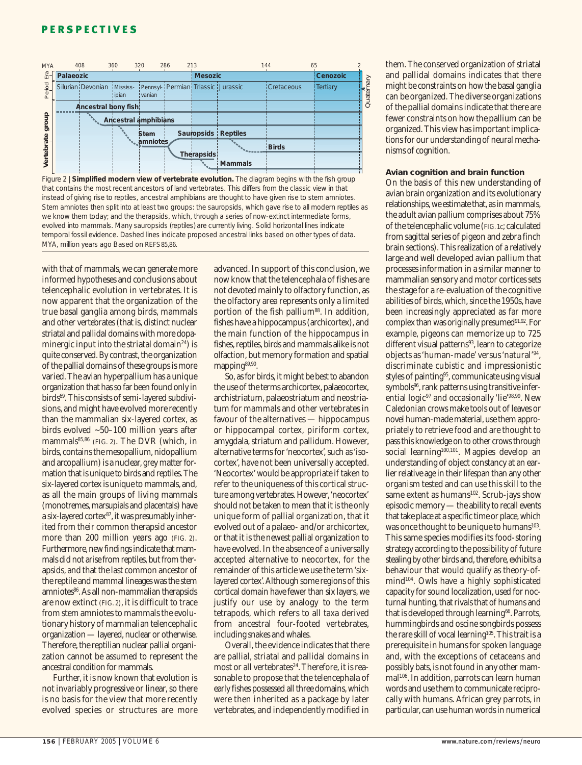Figure 2 | **Simplified modern view of vertebrate evolution.** The diagram begins with the fish group that contains the most recent ancestors of land vertebrates. This differs from the classic view in that instead of giving rise to reptiles, ancestral amphibians are thought to have given rise to stem amniotes. Stem amniotes then split into at least two groups: the sauropsids, which gave rise to all modern reptiles as we know them today; and the therapsids, which, through a series of now-extinct intermediate forms, evolved into mammals. Many sauropsids (reptiles) are currently living. Solid horizontal lines indicate temporal fossil evidence. Dashed lines indicate proposed ancestral links based on other types of data. MYA, million years ago Based on REFS 85,86.

with that of mammals, we can generate more informed hypotheses and conclusions about telencephalic evolution in vertebrates. It is now apparent that the organization of the true basal ganglia among birds, mammals and other vertebrates (that is, distinct nuclear striatal and pallidal domains with more dopaminergic input into the striatal domain[24]) is quite conserved. By contrast, the organization of the pallial domains of these groups is more varied. The avian hyperpallium has a unique organization that has so far been found only in birds[69]. This consists of semi-layered subdivisions, and might have evolved more recently than the mammalian six-layered cortex, as birds evolved ~50–100 million years after mammals[85,86] (FIG. 2). The DVR (which, in birds, contains the mesopallium, nidopallium and arcopallium) is a nuclear, grey matter formation that is unique to birds and reptiles. The six-layered cortex is unique to mammals, and, as all the main groups of living mammals (monotremes, marsupials and placentals) have a six-layered cortex[87], it was presumably inherited from their common therapsid ancestor more than 200 million years ago (FIG. 2). Furthermore, new findings indicate that mammals did not arise from reptiles, but from therapsids, and that the last common ancestor of the reptile and mammal lineages was the stem amniotes[86]. As all non-mammalian therapsids are now extinct (FIG. 2), it is difficult to trace from stem amniotes to mammals the evolutionary history of mammalian telencephalic organization — layered, nuclear or otherwise. Therefore, the reptilian nuclear pallial organization cannot be assumed to represent the ancestral condition for mammals.

Further, it is now known that evolution is not invariably progressive or linear, so there is no basis for the view that more recently evolved species or structures are more advanced. In support of this conclusion, we now know that the telencephala of fishes are not devoted mainly to olfactory function, as the olfactory area represents only a limited portion of the fish pallium[88]. In addition, fishes have a hippocampus (archicortex), and the main function of the hippocampus in fishes, reptiles, birds and mammals alike is not olfaction, but memory formation and spatial mapping[89,90].

So, as for birds, it might be best to abandon the use of the terms archicortex, palaeocortex, archistriatum, palaeostriatum and neostriatum for mammals and other vertebrates in favour of the alternatives — hippocampus or hippocampal cortex, piriform cortex, amygdala, striatum and pallidum. However, alternative terms for 'neocortex', such as 'isocortex', have not been universally accepted. 'Neocortex' would be appropriate if taken to refer to the uniqueness of this cortical structure among vertebrates. However, 'neocortex' should not be taken to mean that it is the only unique form of pallial organization, that it evolved out of a palaeo- and/or archicortex, or that it is the newest pallial organization to have evolved. In the absence of a universally accepted alternative to neocortex, for the remainder of this article we use the term 'six-layered cortex'. Although some regions of this cortical domain have fewer than six layers, we justify our use by analogy to the term tetrapods, which refers to all taxa derived from ancestral four-footed vertebrates, including snakes and whales.

Overall, the evidence indicates that there are pallial, striatal and pallidal domains in most or all vertebrates[24]. Therefore, it is reasonable to propose that the telencephala of early fishes possessed all three domains, which were then inherited as a package by later vertebrates, and independently modified in them. The conserved organization of striatal and pallidal domains indicates that there might be constraints on how the basal ganglia can be organized. The diverse organizations of the pallial domains indicate that there are fewer constraints on how the pallium can be organized. This view has important implications for our understanding of neural mechanisms of cognition.

### Avian cognition and brain function

On the basis of this new understanding of avian brain organization and its evolutionary relationships, we estimate that, as in mammals, the adult avian pallium comprises about 75% of the telencephalic volume (FIG. 1c; calculated from sagittal series of pigeon and zebra finch brain sections). This realization of a relatively large and well developed avian pallium that processes information in a similar manner to mammalian sensory and motor cortices sets the stage for a re-evaluation of the cognitive abilities of birds, which, since the 1950s, have been increasingly appreciated as far more complex than was originally presumed[91,92]. For example, pigeons can memorize up to 725 different visual patterns[93], learn to categorize objects as 'human-made' versus 'natural'[94], discriminate cubistic and impressionistic styles of painting[95], communicate using visual symbols[96], rank patterns using transitive inferential logic[97] and occasionally 'lie'[98,99]. New Caledonian crows make tools out of leaves or novel human-made material, use them appropriately to retrieve food and are thought to pass this knowledge on to other crows through social learning[100,101]. Magpies develop an understanding of object constancy at an earlier relative age in their lifespan than any other organism tested and can use this skill to the same extent as humans[102]. Scrub-jays show episodic memory — the ability to recall events that take place at a specific time or place, which was once thought to be unique to humans[103]. This same species modifies its food-storing strategy according to the possibility of future stealing by other birds and, therefore, exhibits a behaviour that would qualify as theory-of-mind[104]. Owls have a highly sophisticated capacity for sound localization, used for nocturnal hunting, that rivals that of humans and that is developed through learning[66]. Parrots, hummingbirds and oscine songbirds possess the rare skill of vocal learning[105]. This trait is a prerequisite in humans for spoken language and, with the exceptions of cetaceans and possibly bats, is not found in any other mammal[106]. In addition, parrots can learn human words and use them to communicate reciprocally with humans. African grey parrots, in particular, can use human words in numerical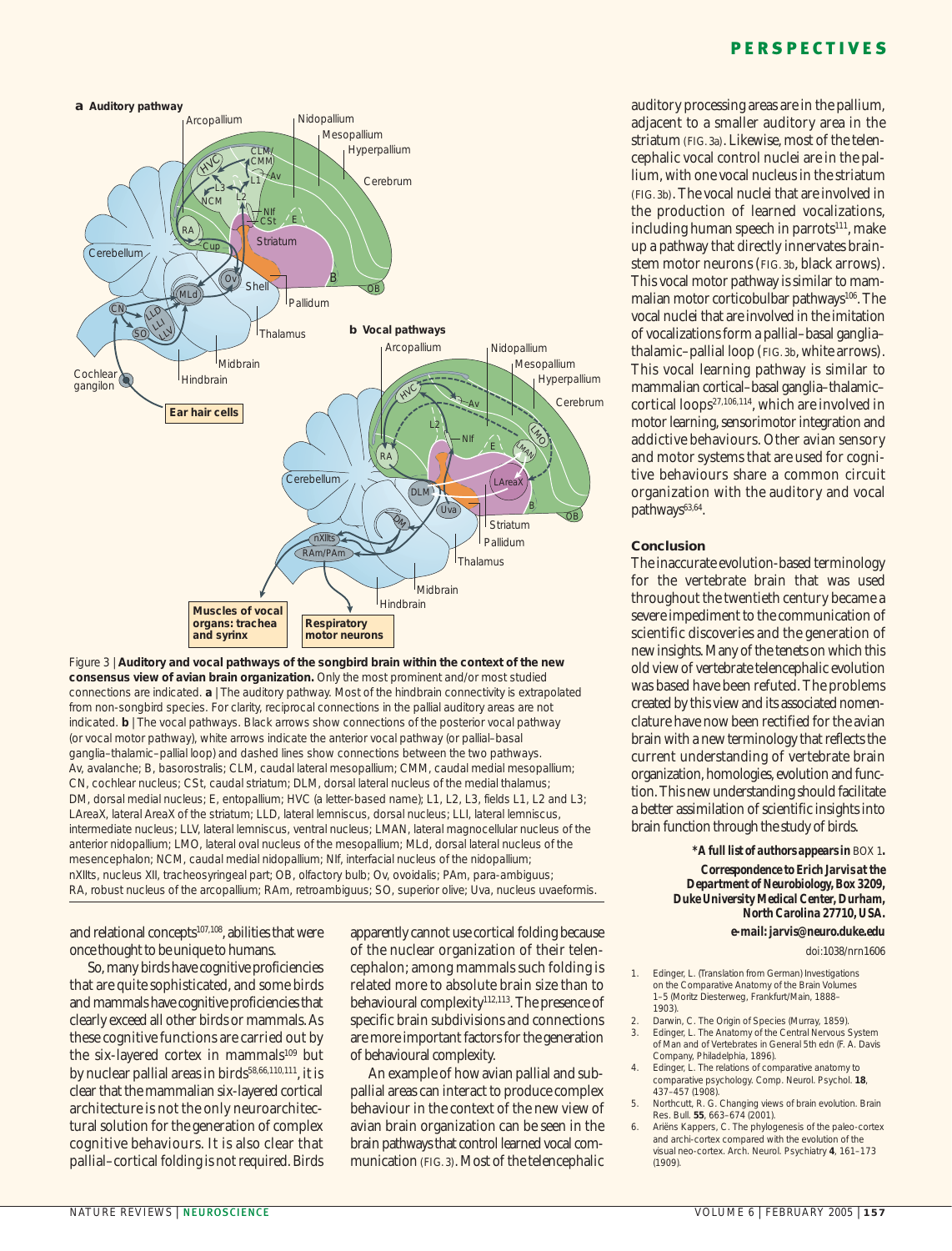Figure 3 | **Auditory and vocal pathways of the songbird brain within the context of the new consensus view of avian brain organization.** Only the most prominent and/or most studied connections are indicated. **a** | The auditory pathway. Most of the hindbrain connectivity is extrapolated from non-songbird species. For clarity, reciprocal connections in the pallial auditory areas are not indicated. **b** | The vocal pathways. Black arrows show connections of the posterior vocal pathway (or vocal motor pathway), white arrows indicate the anterior vocal pathway (or pallial–basal ganglia–thalamic–pallial loop) and dashed lines show connections between the two pathways. Av, avalanche; B, basorostralis; CLM, caudal lateral mesopallium; CMM, caudal medial mesopallium; CN, cochlear nucleus; CSt, caudal striatum; DLM, dorsal lateral nucleus of the medial thalamus; DM, dorsal medial nucleus; E, entopallium; HVC (a letter-based name); L1, L2, L3, fields L1, L2 and L3; LAreaX, lateral AreaX of the striatum; LLD, lateral lemniscus, dorsal nucleus; LLI, lateral lemniscus, intermediate nucleus; LLV, lateral lemniscus, ventral nucleus; LMAN, lateral magnocellular nucleus of the anterior nidopallium; LMO, lateral oval nucleus of the mesopallium; MLd, dorsal lateral nucleus of the mesencephalon; NCM, caudal medial nidopallium; NIf, interfacial nucleus of the nidopallium; nXIIts, nucleus XII, tracheosyringeal part; OB, olfactory bulb; Ov, ovoidalis; PAm, para-ambiguus; RA, robust nucleus of the arcopallium; RAm, retroambiguus; SO, superior olive; Uva, nucleus uvaeformis.

and relational concepts[107,108], abilities that were once thought to be unique to humans.

So, many birds have cognitive proficiencies that are quite sophisticated, and some birds and mammals have cognitive proficiencies that clearly exceed all other birds or mammals. As these cognitive functions are carried out by the six-layered cortex in mammals[109] but by nuclear pallial areas in birds[58,66,110,111], it is clear that the mammalian six-layered cortical architecture is not the only neuroarchitectural solution for the generation of complex cognitive behaviours. It is also clear that pallial–cortical folding is not required. Birds apparently cannot use cortical folding because of the nuclear organization of their telencephalon; among mammals such folding is related more to absolute brain size than to behavioural complexity[112,113]. The presence of specific brain subdivisions and connections are more important factors for the generation of behavioural complexity.

An example of how avian pallial and subpallial areas can interact to produce complex behaviour in the context of the new view of avian brain organization can be seen in the brain pathways that control learned vocal communication (FIG. 3). Most of the telencephalic auditory processing areas are in the pallium, adjacent to a smaller auditory area in the striatum (FIG. 3a). Likewise, most of the telencephalic vocal control nuclei are in the pallium, with one vocal nucleus in the striatum (FIG. 3b). The vocal nuclei that are involved in the production of learned vocalizations, including human speech in parrots[111], make up a pathway that directly innervates brainstem motor neurons (FIG. 3b, black arrows). This vocal motor pathway is similar to mammalian motor corticobulbar pathways[106]. The vocal nuclei that are involved in the imitation of vocalizations form a pallial–basal ganglia–thalamic–pallial loop (FIG. 3b, white arrows). This vocal learning pathway is similar to mammalian cortical–basal ganglia–thalamic–cortical loops[27,106,114], which are involved in motor learning, sensorimotor integration and addictive behaviours. Other avian sensory and motor systems that are used for cognitive behaviours share a common circuit organization with the auditory and vocal pathways[63,64].

### Conclusion

The inaccurate evolution-based terminology for the vertebrate brain that was used throughout the twentieth century became a severe impediment to the communication of scientific discoveries and the generation of new insights. Many of the tenets on which this old view of vertebrate telencephalic evolution was based have been refuted. The problems created by this view and its associated nomenclature have now been rectified for the avian brain with a new terminology that reflects the current understanding of vertebrate brain organization, homologies, evolution and function. This new understanding should facilitate a better assimilation of scientific insights into brain function through the study of birds.

***A full list of authors appears in** BOX 1**.**

**Correspondence to Erich Jarvis at the Department of Neurobiology, Box 3209, Duke University Medical Center, Durham, North Carolina 27710, USA.**

**e-mail: jarvis@neuro.duke.edu**

doi:1038/nrn1606

1. Edinger, L. (Translation from German) Investigations on the Comparative Anatomy of the Brain Volumes 1–5 (Moritz Diesterweg, Frankfurt/Main, 1888–1903).
2. Darwin, C. The Origin of Species (Murray, 1859).
3. Edinger, L. The Anatomy of the Central Nervous System of Man and of Vertebrates in General 5th edn (F. A. Davis Company, Philadelphia, 1896).
4. Edinger, L. The relations of comparative anatomy to comparative psychology. Comp. Neurol. Psychol. **18**, 437–457 (1908).
5. Northcutt, R. G. Changing views of brain evolution. Brain Res. Bull. **55**, 663–674 (2001).
6. Ariëns Kappers, C. The phylogenesis of the paleo-cortex and archi-cortex compared with the evolution of the visual neo-cortex. Arch. Neurol. Psychiatry **4**, 161–173 (1909).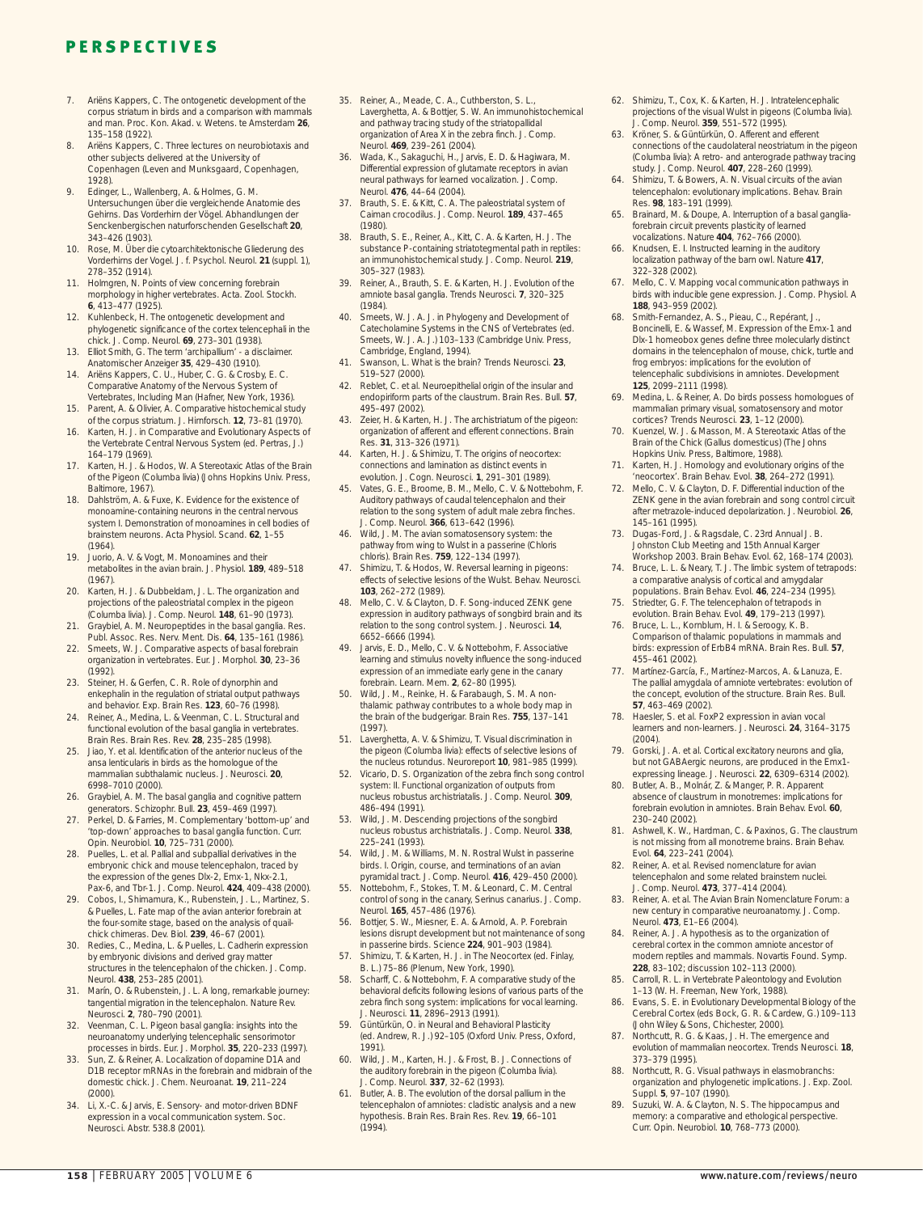7. Ariëns Kappers, C. The ontogenetic development of the corpus striatum in birds and a comparison with mammals and man. Proc. Kon. Akad. v. Wetens. te Amsterdam **26**, 135–158 (1922).
8. Ariëns Kappers, C. Three lectures on neurobiotaxis and other subjects delivered at the University of Copenhagen (Leven and Munksgaard, Copenhagen, 1928).
9. Edinger, L., Wallenberg, A. & Holmes, G. M. Untersuchungen über die vergleichende Anatomie des Gehirns. Das Vorderhirn der Vögel. Abhandlungen der Senckenbergischen naturforschenden Gesellschaft **20**, 343–426 (1903).
10. Rose, M. Über die cytoarchitektonische Gliederung des Vorderhirns der Vogel. J. f. Psychol. Neurol. **21** (suppl. 1), 278–352 (1914).
11. Holmgren, N. Points of view concerning forebrain morphology in higher vertebrates. Acta. Zool. Stockh. **6**, 413–477 (1925).
12. Kuhlenbeck, H. The ontogenetic development and phylogenetic significance of the cortex telencephali in the chick. J. Comp. Neurol. **69**, 273–301 (1938).
13. Elliot Smith, G. The term 'archipallium' - a disclaimer. Anatomischer Anzeiger **35**, 429–430 (1910).
14. Ariëns Kappers, C. U., Huber, C. G. & Crosby, E. C. Comparative Anatomy of the Nervous System of Vertebrates, Including Man (Hafner, New York, 1936).
15. Parent, A. & Olivier, A. Comparative histochemical study of the corpus striatum. J. Hirnforsch. **12**, 73–81 (1970).
16. Karten, H. J. in Comparative and Evolutionary Aspects of the Vertebrate Central Nervous System (ed. Pertras, J.) 164–179 (1969).
17. Karten, H. J. & Hodos, W. A Stereotaxic Atlas of the Brain of the Pigeon (Columba livia) (Johns Hopkins Univ. Press, Baltimore, 1967).
18. Dahlström, A. & Fuxe, K. Evidence for the existence of monoamine-containing neurons in the central nervous system I. Demonstration of monoamines in cell bodies of brainstem neurons. Acta Physiol. Scand. **62**, 1–55 (1964).
19. Juorio, A. V. & Vogt, M. Monoamines and their metabolites in the avian brain. J. Physiol. **189**, 489–518 (1967).
20. Karten, H. J. & Dubbeldam, J. L. The organization and projections of the paleostriatal complex in the pigeon (Columba livia). J. Comp. Neurol. **148**, 61–90 (1973).
21. Graybiel, A. M. Neuropeptides in the basal ganglia. Res. Publ. Assoc. Res. Nerv. Ment. Dis. **64**, 135–161 (1986).
22. Smeets, W. J. Comparative aspects of basal forebrain organization in vertebrates. Eur. J. Morphol. **30**, 23–36 (1992).
23. Steiner, H. & Gerfen, C. R. Role of dynorphin and enkephalin in the regulation of striatal output pathways and behavior. Exp. Brain Res. **123**, 60–76 (1998).
24. Reiner, A., Medina, L. & Veenman, C. L. Structural and functional evolution of the basal ganglia in vertebrates. Brain Res. Brain Res. Rev. **28**, 235–285 (1998).
25. Jiao, Y. et al. Identification of the anterior nucleus of the ansa lenticularis in birds as the homologue of the mammalian subthalamic nucleus. J. Neurosci. **20**, 6998–7010 (2000).
26. Graybiel, A. M. The basal ganglia and cognitive pattern generators. Schizophr. Bull. **23**, 459–469 (1997).
27. Perkel, D. & Farries, M. Complementary 'bottom-up' and 'top-down' approaches to basal ganglia function. Curr. Opin. Neurobiol. **10**, 725–731 (2000).
28. Puelles, L. et al. Pallial and subpallial derivatives in the embryonic chick and mouse telencephalon, traced by the expression of the genes Dlx-2, Emx-1, Nkx-2.1, Pax-6, and Tbr-1. J. Comp. Neurol. **424**, 409–438 (2000).
29. Cobos, I., Shimamura, K., Rubenstein, J. L., Martinez, S. & Puelles, L. Fate map of the avian anterior forebrain at the four-somite stage, based on the analysis of quail-chick chimeras. Dev. Biol. **239**, 46–67 (2001).
30. Redies, C., Medina, L. & Puelles, L. Cadherin expression by embryonic divisions and derived gray matter structures in the telencephalon of the chicken. J. Comp. Neurol. **438**, 253–285 (2001).
31. Marín, O. & Rubenstein, J. L. A long, remarkable journey: tangential migration in the telencephalon. Nature Rev. Neurosci. **2**, 780–790 (2001).
32. Veenman, C. L. Pigeon basal ganglia: insights into the neuroanatomy underlying telencephalic sensorimotor processes in birds. Eur. J. Morphol. **35**, 220–233 (1997).
33. Sun, Z. & Reiner, A. Localization of dopamine D1A and D1B receptor mRNAs in the forebrain and midbrain of the domestic chick. J. Chem. Neuroanat. **19**, 211–224 (2000).
34. Li, X.-C. & Jarvis, E. Sensory- and motor-driven BDNF expression in a vocal communication system. Soc. Neurosci. Abstr. 538.8 (2001).
35. Reiner, A., Meade, C. A., Cuthberston, S. L., Laverghetta, A. & Bottjer, S. W. An immunohistochemical and pathway tracing study of the striatopallidal organization of Area X in the zebra finch. J. Comp. Neurol. **469**, 239–261 (2004).
36. Wada, K., Sakaguchi, H., Jarvis, E. D. & Hagiwara, M. Differential expression of glutamate receptors in avian neural pathways for learned vocalization. J. Comp. Neurol. **476**, 44–64 (2004).
37. Brauth, S. E. & Kitt, C. A. The paleostriatal system of Caiman crocodilus. J. Comp. Neurol. **189**, 437–465 (1980).
38. Brauth, S. E., Reiner, A., Kitt, C. A. & Karten, H. J. The substance P-containing striatotegmental path in reptiles: an immunohistochemical study. J. Comp. Neurol. **219**, 305–327 (1983).
39. Reiner, A., Brauth, S. E. & Karten, H. J. Evolution of the amniote basal ganglia. Trends Neurosci. **7**, 320–325 (1984).
40. Smeets, W. J. A. J. in Phylogeny and Development of Catecholamine Systems in the CNS of Vertebrates (ed. Smeets, W. J. A. J.) 103–133 (Cambridge Univ. Press, Cambridge, England, 1994).
41. Swanson, L. W. What is the brain? Trends Neurosci. **23**, 519–527 (2000).
42. Reblet, C. et al. Neuroepithelial origin of the insular and endopiriform parts of the claustrum. Brain Res. Bull. **57**, 495–497 (2002).
43. Zeier, H. & Karten, H. J. The archistriatum of the pigeon: organization of afferent and efferent connections. Brain Res. **31**, 313–326 (1971).
44. Karten, H. J. & Shimizu, T. The origins of neocortex: connections and lamination as distinct events in evolution. J. Cogn. Neurosci. **1**, 291–301 (1989).
45. Vates, G. E., Broome, B. M., Mello, C. V. & Nottebohm, F. Auditory pathways of caudal telencephalon and their relation to the song system of adult male zebra finches. J. Comp. Neurol. **366**, 613–642 (1996).
46. Wild, J. M. The avian somatosensory system: the pathway from wing to Wulst in a passerine (Chloris chloris). Brain Res. **759**, 122–134 (1997).
47. Shimizu, T. & Hodos, W. Reversal learning in pigeons: effects of selective lesions of the Wulst. Behav. Neurosci. **103**, 262–272 (1989).
48. Mello, C. V. & Clayton, D. F. Song-induced ZENK gene expression in auditory pathways of songbird brain and its relation to the song control system. J. Neurosci. **14**, 6652–6666 (1994).
49. Jarvis, E. D., Mello, C. V. & Nottebohm, F. Associative learning and stimulus novelty influence the song-induced expression of an immediate early gene in the canary forebrain. Learn. Mem. **2**, 62–80 (1995).
50. Wild, J. M., Reinke, H. & Farabaugh, S. M. A non-thalamic pathway contributes to a whole body map in the brain of the budgerigar. Brain Res. **755**, 137–141 (1997).
51. Laverghetta, A. V. & Shimizu, T. Visual discrimination in the pigeon (Columba livia): effects of selective lesions of the nucleus rotundus. Neuroreport **10**, 981–985 (1999).
52. Vicario, D. S. Organization of the zebra finch song control system: II. Functional organization of outputs from nucleus robustus archistriatalis. J. Comp. Neurol. **309**, 486–494 (1991).
53. Wild, J. M. Descending projections of the songbird nucleus robustus archistriatalis. J. Comp. Neurol. **338**, 225–241 (1993).
54. Wild, J. M. & Williams, M. N. Rostral Wulst in passerine birds. I. Origin, course, and terminations of an avian pyramidal tract. J. Comp. Neurol. **416**, 429–450 (2000).
55. Nottebohm, F., Stokes, T. M. & Leonard, C. M. Central control of song in the canary, Serinus canarius. J. Comp. Neurol. **165**, 457–486 (1976).
56. Bottjer, S. W., Miesner, E. A. & Arnold, A. P. Forebrain lesions disrupt development but not maintenance of song in passerine birds. Science **224**, 901–903 (1984).
57. Shimizu, T. & Karten, H. J. in The Neocortex (ed. Finlay, B. L.) 75–86 (Plenum, New York, 1990).
58. Scharff, C. & Nottebohm, F. A comparative study of the behavioral deficits following lesions of various parts of the zebra finch song system: implications for vocal learning. J. Neurosci. **11**, 2896–2913 (1991).
59. Güntürkün, O. in Neural and Behavioral Plasticity (ed. Andrew, R. J.) 92–105 (Oxford Univ. Press, Oxford, 1991).
60. Wild, J. M., Karten, H. J. & Frost, B. J. Connections of the auditory forebrain in the pigeon (Columba livia). J. Comp. Neurol. **337**, 32–62 (1993).
61. Butler, A. B. The evolution of the dorsal pallium in the telencephalon of amniotes: cladistic analysis and a new hypothesis. Brain Res. Brain Res. Rev. **19**, 66–101 (1994).
62. Shimizu, T., Cox, K. & Karten, H. J. Intratelencephalic projections of the visual Wulst in pigeons (Columba livia). J. Comp. Neurol. **359**, 551–572 (1995).
63. Kröner, S. & Güntürkün, O. Afferent and efferent connections of the caudolateral neostriatum in the pigeon (Columba livia): A retro- and anterograde pathway tracing study. J. Comp. Neurol. **407**, 228–260 (1999).
64. Shimizu, T. & Bowers, A. N. Visual circuits of the avian telencephalon: evolutionary implications. Behav. Brain Res. **98**, 183–191 (1999).
65. Brainard, M. & Doupe, A. Interruption of a basal ganglia-forebrain circuit prevents plasticity of learned vocalizations. Nature **404**, 762–766 (2000).
66. Knudsen, E. I. Instructed learning in the auditory localization pathway of the barn owl. Nature **417**, 322–328 (2002).
67. Mello, C. V. Mapping vocal communication pathways in birds with inducible gene expression. J. Comp. Physiol. A **188**, 943–959 (2002).
68. Smith-Fernandez, A. S., Pieau, C., Repérant, J., Boncinelli, E. & Wassef, M. Expression of the Emx-1 and Dlx-1 homeobox genes define three molecularly distinct domains in the telencephalon of mouse, chick, turtle and frog embryos: implications for the evolution of telencephalic subdivisions in amniotes. Development **125**, 2099–2111 (1998).
69. Medina, L. & Reiner, A. Do birds possess homologues of mammalian primary visual, somatosensory and motor cortices? Trends Neurosci. **23**, 1–12 (2000).
70. Kuenzel, W. J. & Masson, M. A Stereotaxic Atlas of the Brain of the Chick (Gallus domesticus) (The Johns Hopkins Univ. Press, Baltimore, 1988).
71. Karten, H. J. Homology and evolutionary origins of the 'neocortex'. Brain Behav. Evol. **38**, 264–272 (1991).
72. Mello, C. V. & Clayton, D. F. Differential induction of the ZENK gene in the avian forebrain and song control circuit after metrazole-induced depolarization. J. Neurobiol. **26**, 145–161 (1995).
73. Dugas-Ford, J. & Ragsdale, C. 23rd Annual J. B. Johnston Club Meeting and 15th Annual Karger Workshop 2003. Brain Behav. Evol. 62, 168–174 (2003).
74. Bruce, L. L. & Neary, T. J. The limbic system of tetrapods: a comparative analysis of cortical and amygdalar populations. Brain Behav. Evol. **46**, 224–234 (1995).
75. Striedter, G. F. The telencephalon of tetrapods in evolution. Brain Behav. Evol. **49**, 179–213 (1997).
76. Bruce, L. L., Kornblum, H. I. & Seroogy, K. B. Comparison of thalamic populations in mammals and birds: expression of ErbB4 mRNA. Brain Res. Bull. **57**, 455–461 (2002).
77. Martínez-García, F., Martínez-Marcos, A. & Lanuza, E. The pallial amygdala of amniote vertebrates: evolution of the concept, evolution of the structure. Brain Res. Bull. **57**, 463–469 (2002).
78. Haesler, S. et al. FoxP2 expression in avian vocal learners and non-learners. J. Neurosci. **24**, 3164–3175 (2004).
79. Gorski, J. A. et al. Cortical excitatory neurons and glia, but not GABAergic neurons, are produced in the Emx1-expressing lineage. J. Neurosci. **22**, 6309–6314 (2002).
80. Butler, A. B., Molnár, Z. & Manger, P. R. Apparent absence of claustrum in monotremes: implications for forebrain evolution in amniotes. Brain Behav. Evol. **60**, 230–240 (2002).
81. Ashwell, K. W., Hardman, C. & Paxinos, G. The claustrum is not missing from all monotreme brains. Brain Behav. Evol. **64**, 223–241 (2004).
82. Reiner, A. et al. Revised nomenclature for avian telencephalon and some related brainstem nuclei. J. Comp. Neurol. **473**, 377–414 (2004).
83. Reiner, A. et al. The Avian Brain Nomenclature Forum: a new century in comparative neuroanatomy. J. Comp. Neurol. **473**, E1–E6 (2004).
84. Reiner, A. J. A hypothesis as to the organization of cerebral cortex in the common amniote ancestor of modern reptiles and mammals. Novartis Found. Symp. **228**, 83–102; discussion 102–113 (2000).
85. Carroll, R. L. in Vertebrate Paleontology and Evolution 1–13 (W. H. Freeman, New York, 1988).
86. Evans, S. E. in Evolutionary Developmental Biology of the Cerebral Cortex (eds Bock, G. R. & Cardew, G.) 109–113 (John Wiley & Sons, Chichester, 2000).
87. Northcutt, R. G. & Kaas, J. H. The emergence and evolution of mammalian neocortex. Trends Neurosci. **18**, 373–379 (1995).
88. Northcutt, R. G. Visual pathways in elasmobranchs: organization and phylogenetic implications. J. Exp. Zool. Suppl. **5**, 97–107 (1990).
89. Suzuki, W. A. & Clayton, N. S. The hippocampus and memory: a comparative and ethological perspective. Curr. Opin. Neurobiol. **10**, 768–773 (2000).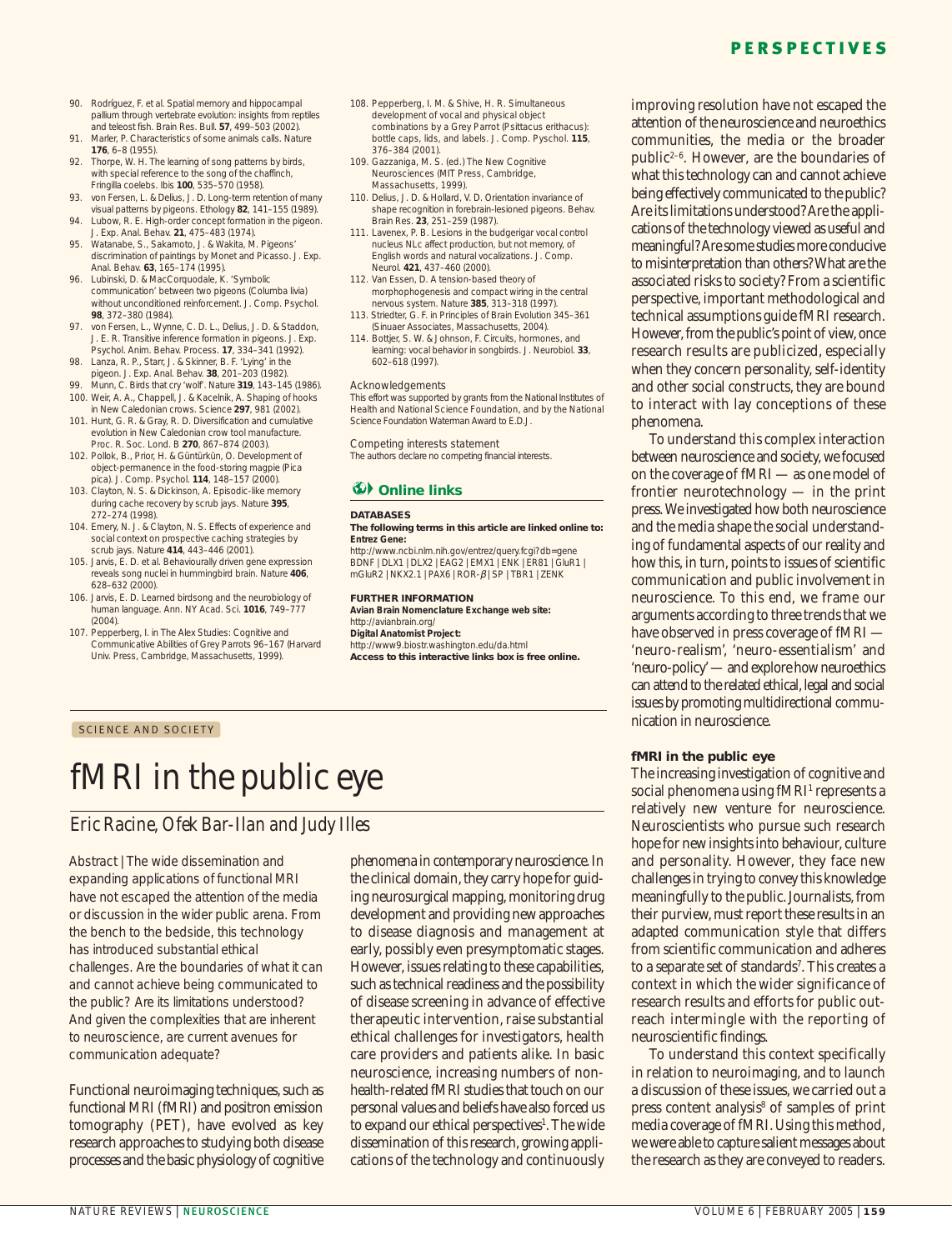90. Rodríguez, F. et al. Spatial memory and hippocampal pallium through vertebrate evolution: insights from reptiles and teleost fish. Brain Res. Bull. **57**, 499–503 (2002).
91. Marler, P. Characteristics of some animals calls. Nature **176**, 6–8 (1955).
92. Thorpe, W. H. The learning of song patterns by birds, with special reference to the song of the chaffinch, Fringilla coelebs. Ibis **100**, 535–570 (1958).
93. von Fersen, L. & Delius, J. D. Long-term retention of many visual patterns by pigeons. Ethology **82**, 141–155 (1989).
94. Lubow, R. E. High-order concept formation in the pigeon. J. Exp. Anal. Behav. **21**, 475–483 (1974).
95. Watanabe, S., Sakamoto, J. & Wakita, M. Pigeons' discrimination of paintings by Monet and Picasso. J. Exp. Anal. Behav. **63**, 165–174 (1995).
96. Lubinski, D. & MacCorquodale, K. 'Symbolic communication' between two pigeons (Columba livia) without unconditioned reinforcement. J. Comp. Psychol. **98**, 372–380 (1984).
97. von Fersen, L., Wynne, C. D. L., Delius, J. D. & Staddon, J. E. R. Transitive inference formation in pigeons. J. Exp. Psychol. Anim. Behav. Process. **17**, 334–341 (1992).
98. Lanza, R. P., Starr, J. & Skinner, B. F. 'Lying' in the pigeon. J. Exp. Anal. Behav. **38**, 201–203 (1982).
99. Munn, C. Birds that cry 'wolf'. Nature **319**, 143–145 (1986).
100. Weir, A. A., Chappell, J. & Kacelnik, A. Shaping of hooks in New Caledonian crows. Science **297**, 981 (2002).
101. Hunt, G. R. & Gray, R. D. Diversification and cumulative evolution in New Caledonian crow tool manufacture. Proc. R. Soc. Lond. B **270**, 867–874 (2003).
102. Pollok, B., Prior, H. & Güntürkün, O. Development of object-permanence in the food-storing magpie (Pica pica). J. Comp. Psychol. **114**, 148–157 (2000).
103. Clayton, N. S. & Dickinson, A. Episodic-like memory during cache recovery by scrub jays. Nature **395**, 272–274 (1998).
104. Emery, N. J. & Clayton, N. S. Effects of experience and social context on prospective caching strategies by scrub jays. Nature **414**, 443–446 (2001).
105. Jarvis, E. D. et al. Behaviourally driven gene expression reveals song nuclei in hummingbird brain. Nature **406**, 628–632 (2000).
106. Jarvis, E. D. Learned birdsong and the neurobiology of human language. Ann. NY Acad. Sci. **1016**, 749–777 (2004).
107. Pepperberg, I. in The Alex Studies: Cognitive and Communicative Abilities of Grey Parrots 96–167 (Harvard Univ. Press, Cambridge, Massachusetts, 1999).
108. Pepperberg, I. M. & Shive, H. R. Simultaneous development of vocal and physical object combinations by a Grey Parrot (Psittacus erithacus): bottle caps, lids, and labels. J. Comp. Psychol. **115**, 376–384 (2001).
109. Gazzaniga, M. S. (ed.) The New Cognitive Neurosciences (MIT Press, Cambridge, Massachusetts, 1999).
110. Delius, J. D. & Hollard, V. D. Orientation invariance of shape recognition in forebrain-lesioned pigeons. Behav. Brain Res. **23**, 251–259 (1987).
111. Lavenex, P. B. Lesions in the budgerigar vocal control nucleus NLc affect production, but not memory, of English words and natural vocalizations. J. Comp. Neurol. **421**, 437–460 (2000).
112. Van Essen, D. A tension-based theory of morphophogenesis and compact wiring in the central nervous system. Nature **385**, 313–318 (1997).
113. Striedter, G. F. in Principles of Brain Evolution 345–361 (Sinauer Associates, Massachusetts, 2004).
114. Bottjer, S. W. & Johnson, F. Circuits, hormones, and learning: vocal behavior in songbirds. J. Neurobiol. **33**, 602–618 (1997).

Acknowledgements
This effort was supported by grants from the National Institutes of Health and National Science Foundation, and by the National Science Foundation Waterman Award to E.D.J.

Competing interests statement
The authors declare no competing financial interests.

**Online links**

**DATABASES**
**The following terms in this article are linked online to:**
**Entrez Gene:**
http://www.ncbi.nlm.nih.gov/entrez/query.fcgi?db=gene
BDNF | DLX1 | DLX2 | EAG2 | EMX1 | ENK | ER81 | GluR1 | mGluR2 | NKX2.1 | PAX6 | ROR-β | SP | TBR1 | ZENK

**FURTHER INFORMATION**
**Avian Brain Nomenclature Exchange web site:**
http://avianbrain.org/
**Digital Anatomist Project:**
http://www9.biostr.washington.edu/da.html
**Access to this interactive links box is free online.**

SCIENCE AND SOCIETY

# fMRI in the public eye

*Eric Racine, Ofek Bar-Ilan and Judy Illes*

*Abstract* | The wide dissemination and expanding applications of functional MRI have not escaped the attention of the media or discussion in the wider public arena. From the bench to the bedside, this technology has introduced substantial ethical challenges. Are the boundaries of what it can and cannot achieve being communicated to the public? Are its limitations understood? And given the complexities that are inherent to neuroscience, are current avenues for communication adequate?

Functional neuroimaging techniques, such as functional MRI (fMRI) and positron emission tomography (PET), have evolved as key research approaches to studying both disease processes and the basic physiology of cognitive phenomena in contemporary neuroscience. In the clinical domain, they carry hope for guiding neurosurgical mapping, monitoring drug development and providing new approaches to disease diagnosis and management at early, possibly even presymptomatic stages. However, issues relating to these capabilities, such as technical readiness and the possibility of disease screening in advance of effective therapeutic intervention, raise substantial ethical challenges for investigators, health care providers and patients alike. In basic neuroscience, increasing numbers of non-health-related fMRI studies that touch on our personal values and beliefs have also forced us to expand our ethical perspectives[1]. The wide dissemination of this research, growing applications of the technology and continuously improving resolution have not escaped the attention of the neuroscience and neuroethics communities, the media or the broader public[2–6]. However, are the boundaries of what this technology can and cannot achieve being effectively communicated to the public? Are its limitations understood? Are the applications of the technology viewed as useful and meaningful? Are some studies more conducive to misinterpretation than others? What are the associated risks to society? From a scientific perspective, important methodological and technical assumptions guide fMRI research. However, from the public's point of view, once research results are publicized, especially when they concern personality, self-identity and other social constructs, they are bound to interact with lay conceptions of these phenomena.

To understand this complex interaction between neuroscience and society, we focused on the coverage of fMRI — as one model of frontier neurotechnology — in the print press. We investigated how both neuroscience and the media shape the social understanding of fundamental aspects of our reality and how this, in turn, points to issues of scientific communication and public involvement in neuroscience. To this end, we frame our arguments according to three trends that we have observed in press coverage of fMRI — 'neuro-realism', 'neuro-essentialism' and 'neuro-policy' — and explore how neuroethics can attend to the related ethical, legal and social issues by promoting multidirectional communication in neuroscience.

### fMRI in the public eye

The increasing investigation of cognitive and social phenomena using fMRI[1] represents a relatively new venture for neuroscience. Neuroscientists who pursue such research hope for new insights into behaviour, culture and personality. However, they face new challenges in trying to convey this knowledge meaningfully to the public. Journalists, from their purview, must report these results in an adapted communication style that differs from scientific communication and adheres to a separate set of standards[7]. This creates a context in which the wider significance of research results and efforts for public outreach intermingle with the reporting of neuroscientific findings.

To understand this context specifically in relation to neuroimaging, and to launch a discussion of these issues, we carried out a press content analysis[8] of samples of print media coverage of fMRI. Using this method, we were able to capture salient messages about the research as they are conveyed to readers.